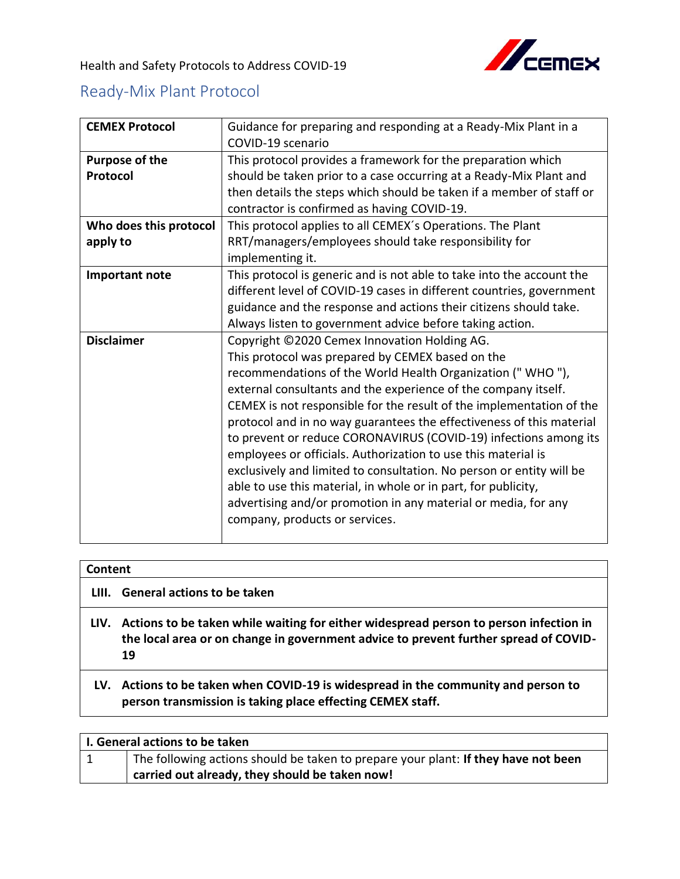Health and Safety Protocols to Address COVID-19

# Ready-Mix Plant Protocol

| **CEMEX Protocol** | Guidance for preparing and responding at a Ready-Mix Plant in a COVID-19 scenario |
|---|---|
| **Purpose of the Protocol** | This protocol provides a framework for the preparation which should be taken prior to a case occurring at a Ready-Mix Plant and then details the steps which should be taken if a member of staff or contractor is confirmed as having COVID-19. |
| **Who does this protocol apply to** | This protocol applies to all CEMEX´s Operations. The Plant RRT/managers/employees should take responsibility for implementing it. |
| **Important note** | This protocol is generic and is not able to take into the account the different level of COVID-19 cases in different countries, government guidance and the response and actions their citizens should take. Always listen to government advice before taking action. |
| **Disclaimer** | Copyright ©2020 Cemex Innovation Holding AG. This protocol was prepared by CEMEX based on the recommendations of the World Health Organization (" WHO "), external consultants and the experience of the company itself. CEMEX is not responsible for the result of the implementation of the protocol and in no way guarantees the effectiveness of this material to prevent or reduce CORONAVIRUS (COVID-19) infections among its employees or officials. Authorization to use this material is exclusively and limited to consultation. No person or entity will be able to use this material, in whole or in part, for publicity, advertising and/or promotion in any material or media, for any company, products or services. |

| **Content** |
|---|
| **LIII. General actions to be taken** |
| **LIV. Actions to be taken while waiting for either widespread person to person infection in the local area or on change in government advice to prevent further spread of COVID-19** |
| **LV. Actions to be taken when COVID-19 is widespread in the community and person to person transmission is taking place effecting CEMEX staff.** |

| **I. General actions to be taken** | |
|---|---|
| 1 | The following actions should be taken to prepare your plant: **If they have not been carried out already, they should be taken now!** |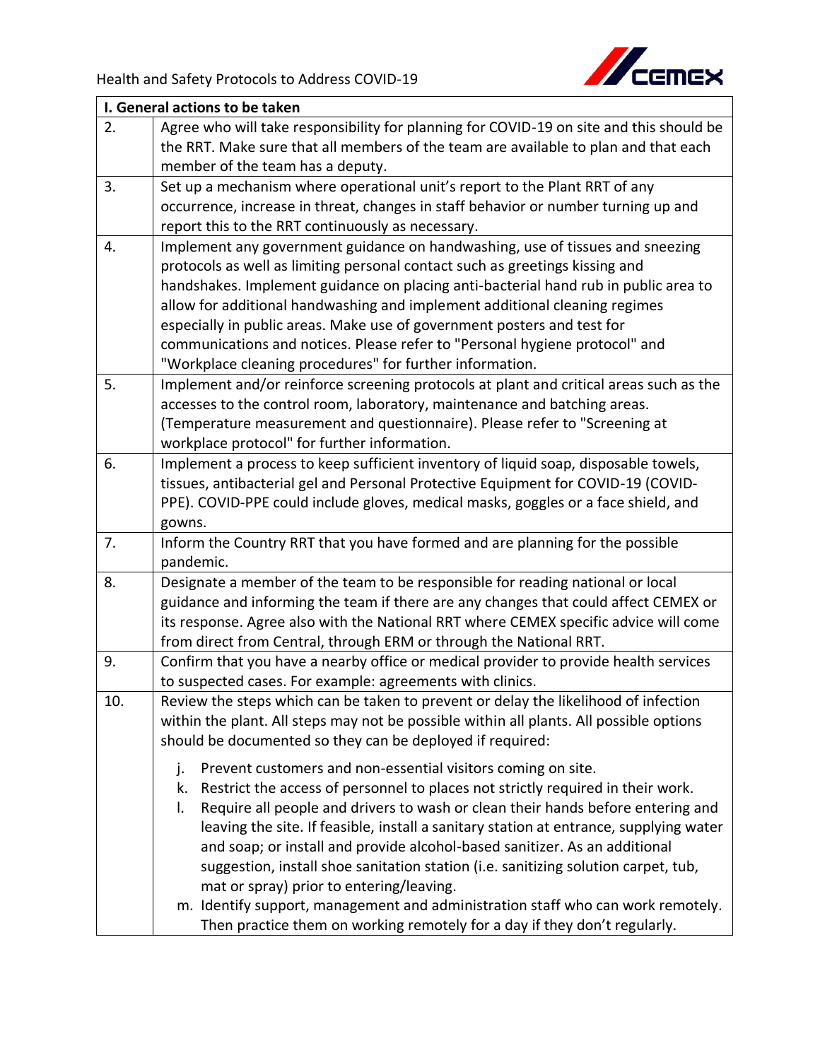| I. General actions to be taken | |
|---|---|
| 2. | Agree who will take responsibility for planning for COVID-19 on site and this should be the RRT. Make sure that all members of the team are available to plan and that each member of the team has a deputy. |
| 3. | Set up a mechanism where operational unit's report to the Plant RRT of any occurrence, increase in threat, changes in staff behavior or number turning up and report this to the RRT continuously as necessary. |
| 4. | Implement any government guidance on handwashing, use of tissues and sneezing protocols as well as limiting personal contact such as greetings kissing and handshakes. Implement guidance on placing anti-bacterial hand rub in public area to allow for additional handwashing and implement additional cleaning regimes especially in public areas. Make use of government posters and test for communications and notices. Please refer to "Personal hygiene protocol" and "Workplace cleaning procedures" for further information. |
| 5. | Implement and/or reinforce screening protocols at plant and critical areas such as the accesses to the control room, laboratory, maintenance and batching areas. (Temperature measurement and questionnaire). Please refer to "Screening at workplace protocol" for further information. |
| 6. | Implement a process to keep sufficient inventory of liquid soap, disposable towels, tissues, antibacterial gel and Personal Protective Equipment for COVID-19 (COVID-PPE). COVID-PPE could include gloves, medical masks, goggles or a face shield, and gowns. |
| 7. | Inform the Country RRT that you have formed and are planning for the possible pandemic. |
| 8. | Designate a member of the team to be responsible for reading national or local guidance and informing the team if there are any changes that could affect CEMEX or its response. Agree also with the National RRT where CEMEX specific advice will come from direct from Central, through ERM or through the National RRT. |
| 9. | Confirm that you have a nearby office or medical provider to provide health services to suspected cases. For example: agreements with clinics. |
| 10. | Review the steps which can be taken to prevent or delay the likelihood of infection within the plant. All steps may not be possible within all plants. All possible options should be documented so they can be deployed if required:<br><br>j. Prevent customers and non-essential visitors coming on site.<br>k. Restrict the access of personnel to places not strictly required in their work.<br>l. Require all people and drivers to wash or clean their hands before entering and leaving the site. If feasible, install a sanitary station at entrance, supplying water and soap; or install and provide alcohol-based sanitizer. As an additional suggestion, install shoe sanitation station (i.e. sanitizing solution carpet, tub, mat or spray) prior to entering/leaving.<br>m. Identify support, management and administration staff who can work remotely. Then practice them on working remotely for a day if they don't regularly. |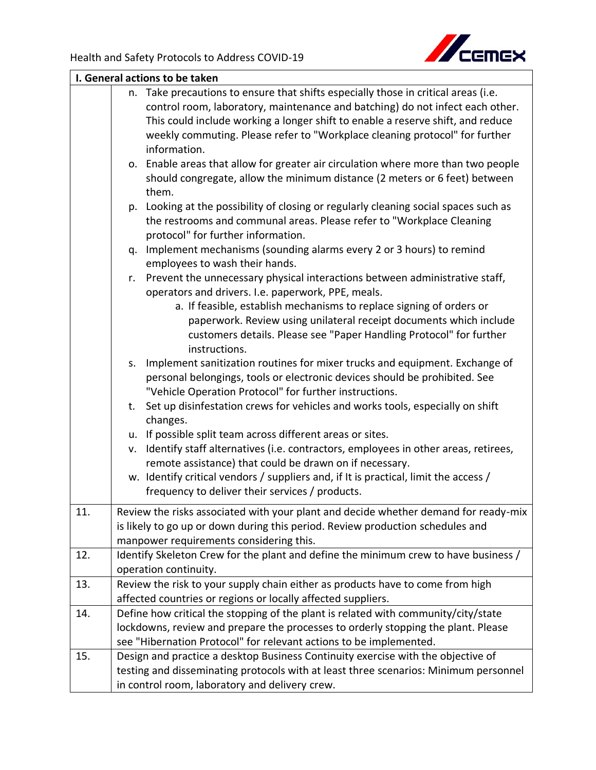| I. General actions to be taken | |
|---|---|
| | n. Take precautions to ensure that shifts especially those in critical areas (i.e. control room, laboratory, maintenance and batching) do not infect each other. This could include working a longer shift to enable a reserve shift, and reduce weekly commuting. Please refer to "Workplace cleaning protocol" for further information.<br>o. Enable areas that allow for greater air circulation where more than two people should congregate, allow the minimum distance (2 meters or 6 feet) between them.<br>p. Looking at the possibility of closing or regularly cleaning social spaces such as the restrooms and communal areas. Please refer to "Workplace Cleaning protocol" for further information.<br>q. Implement mechanisms (sounding alarms every 2 or 3 hours) to remind employees to wash their hands.<br>r. Prevent the unnecessary physical interactions between administrative staff, operators and drivers. I.e. paperwork, PPE, meals.<br>&nbsp;&nbsp;&nbsp;&nbsp;a. If feasible, establish mechanisms to replace signing of orders or paperwork. Review using unilateral receipt documents which include customers details. Please see "Paper Handling Protocol" for further instructions.<br>s. Implement sanitization routines for mixer trucks and equipment. Exchange of personal belongings, tools or electronic devices should be prohibited. See "Vehicle Operation Protocol" for further instructions.<br>t. Set up disinfestation crews for vehicles and works tools, especially on shift changes.<br>u. If possible split team across different areas or sites.<br>v. Identify staff alternatives (i.e. contractors, employees in other areas, retirees, remote assistance) that could be drawn on if necessary.<br>w. Identify critical vendors / suppliers and, if It is practical, limit the access / frequency to deliver their services / products. |
| 11. | Review the risks associated with your plant and decide whether demand for ready-mix is likely to go up or down during this period. Review production schedules and manpower requirements considering this. |
| 12. | Identify Skeleton Crew for the plant and define the minimum crew to have business / operation continuity. |
| 13. | Review the risk to your supply chain either as products have to come from high affected countries or regions or locally affected suppliers. |
| 14. | Define how critical the stopping of the plant is related with community/city/state lockdowns, review and prepare the processes to orderly stopping the plant. Please see "Hibernation Protocol" for relevant actions to be implemented. |
| 15. | Design and practice a desktop Business Continuity exercise with the objective of testing and disseminating protocols with at least three scenarios: Minimum personnel in control room, laboratory and delivery crew. |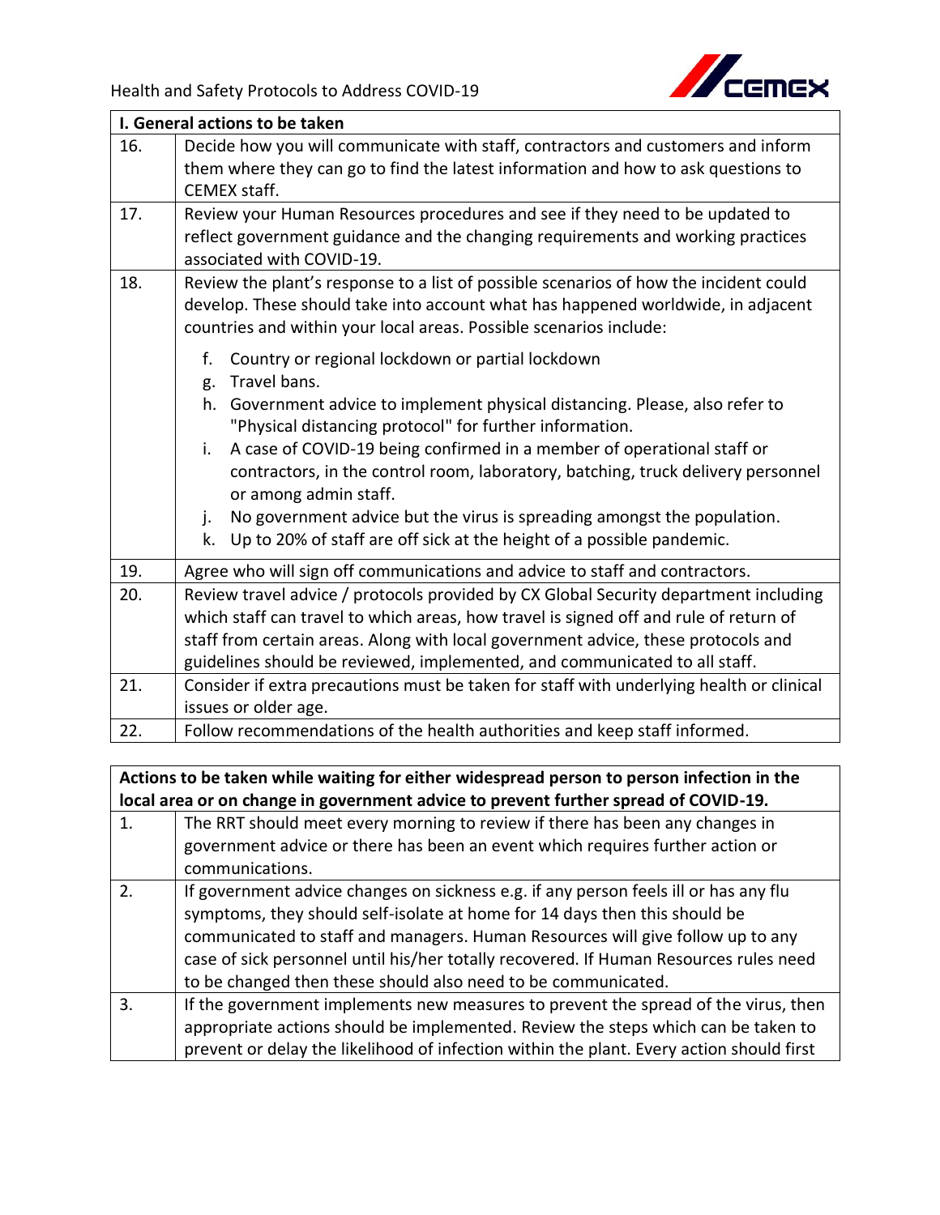| I. General actions to be taken | |
|---|---|
| 16. | Decide how you will communicate with staff, contractors and customers and inform them where they can go to find the latest information and how to ask questions to CEMEX staff. |
| 17. | Review your Human Resources procedures and see if they need to be updated to reflect government guidance and the changing requirements and working practices associated with COVID-19. |
| 18. | Review the plant's response to a list of possible scenarios of how the incident could develop. These should take into account what has happened worldwide, in adjacent countries and within your local areas. Possible scenarios include:<br><br>f. Country or regional lockdown or partial lockdown<br>g. Travel bans.<br>h. Government advice to implement physical distancing. Please, also refer to "Physical distancing protocol" for further information.<br>i. A case of COVID-19 being confirmed in a member of operational staff or contractors, in the control room, laboratory, batching, truck delivery personnel or among admin staff.<br>j. No government advice but the virus is spreading amongst the population.<br>k. Up to 20% of staff are off sick at the height of a possible pandemic. |
| 19. | Agree who will sign off communications and advice to staff and contractors. |
| 20. | Review travel advice / protocols provided by CX Global Security department including which staff can travel to which areas, how travel is signed off and rule of return of staff from certain areas. Along with local government advice, these protocols and guidelines should be reviewed, implemented, and communicated to all staff. |
| 21. | Consider if extra precautions must be taken for staff with underlying health or clinical issues or older age. |
| 22. | Follow recommendations of the health authorities and keep staff informed. |

| Actions to be taken while waiting for either widespread person to person infection in the local area or on change in government advice to prevent further spread of COVID-19. | |
|---|---|
| 1. | The RRT should meet every morning to review if there has been any changes in government advice or there has been an event which requires further action or communications. |
| 2. | If government advice changes on sickness e.g. if any person feels ill or has any flu symptoms, they should self-isolate at home for 14 days then this should be communicated to staff and managers. Human Resources will give follow up to any case of sick personnel until his/her totally recovered. If Human Resources rules need to be changed then these should also need to be communicated. |
| 3. | If the government implements new measures to prevent the spread of the virus, then appropriate actions should be implemented. Review the steps which can be taken to prevent or delay the likelihood of infection within the plant. Every action should first |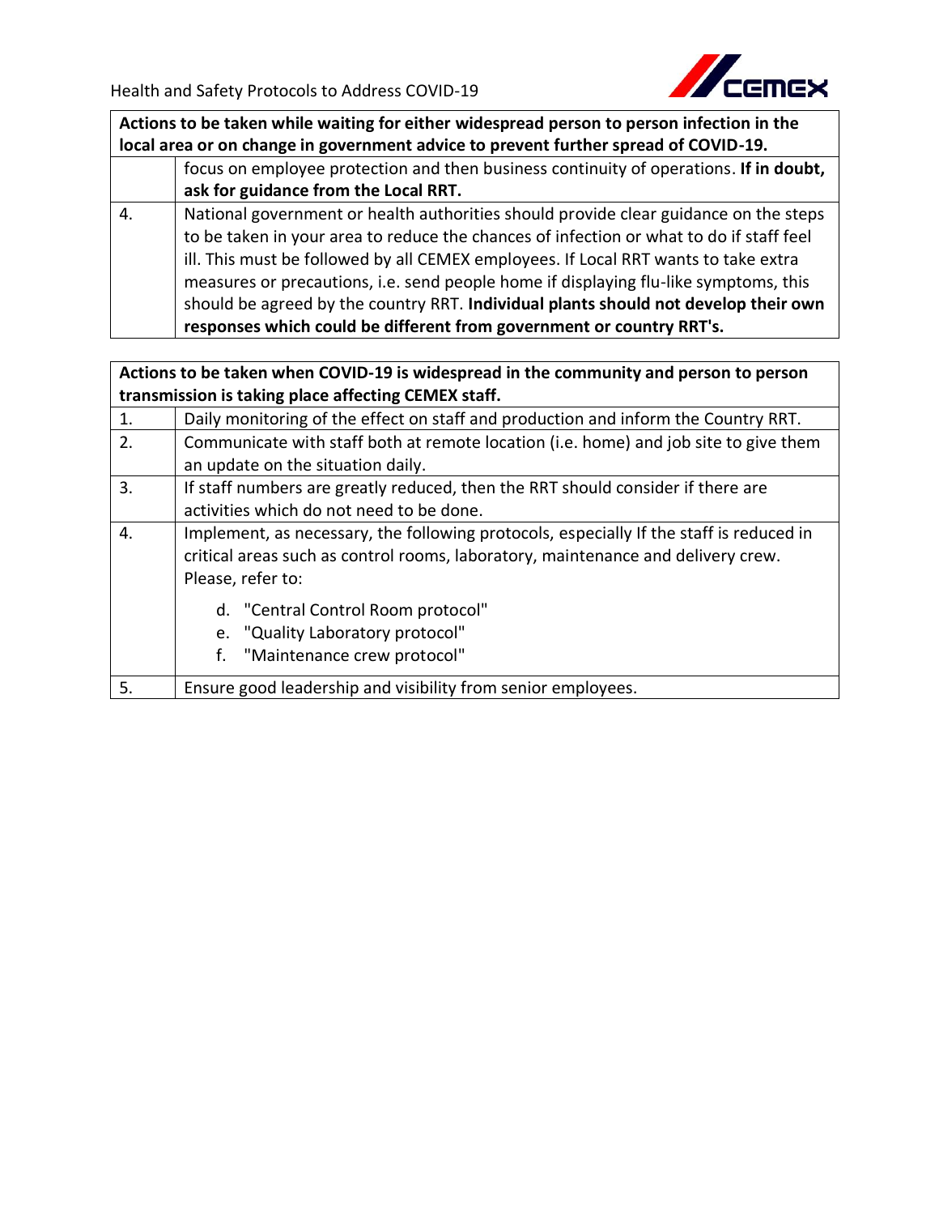| Actions to be taken while waiting for either widespread person to person infection in the local area or on change in government advice to prevent further spread of COVID-19. | |
|---|---|
| | focus on employee protection and then business continuity of operations. **If in doubt, ask for guidance from the Local RRT.** |
| 4. | National government or health authorities should provide clear guidance on the steps to be taken in your area to reduce the chances of infection or what to do if staff feel ill. This must be followed by all CEMEX employees. If Local RRT wants to take extra measures or precautions, i.e. send people home if displaying flu-like symptoms, this should be agreed by the country RRT. **Individual plants should not develop their own responses which could be different from government or country RRT's.** |

| Actions to be taken when COVID-19 is widespread in the community and person to person transmission is taking place affecting CEMEX staff. | |
|---|---|
| 1. | Daily monitoring of the effect on staff and production and inform the Country RRT. |
| 2. | Communicate with staff both at remote location (i.e. home) and job site to give them an update on the situation daily. |
| 3. | If staff numbers are greatly reduced, then the RRT should consider if there are activities which do not need to be done. |
| 4. | Implement, as necessary, the following protocols, especially If the staff is reduced in critical areas such as control rooms, laboratory, maintenance and delivery crew. Please, refer to: <br> d. "Central Control Room protocol" <br> e. "Quality Laboratory protocol" <br> f. "Maintenance crew protocol" |
| 5. | Ensure good leadership and visibility from senior employees. |